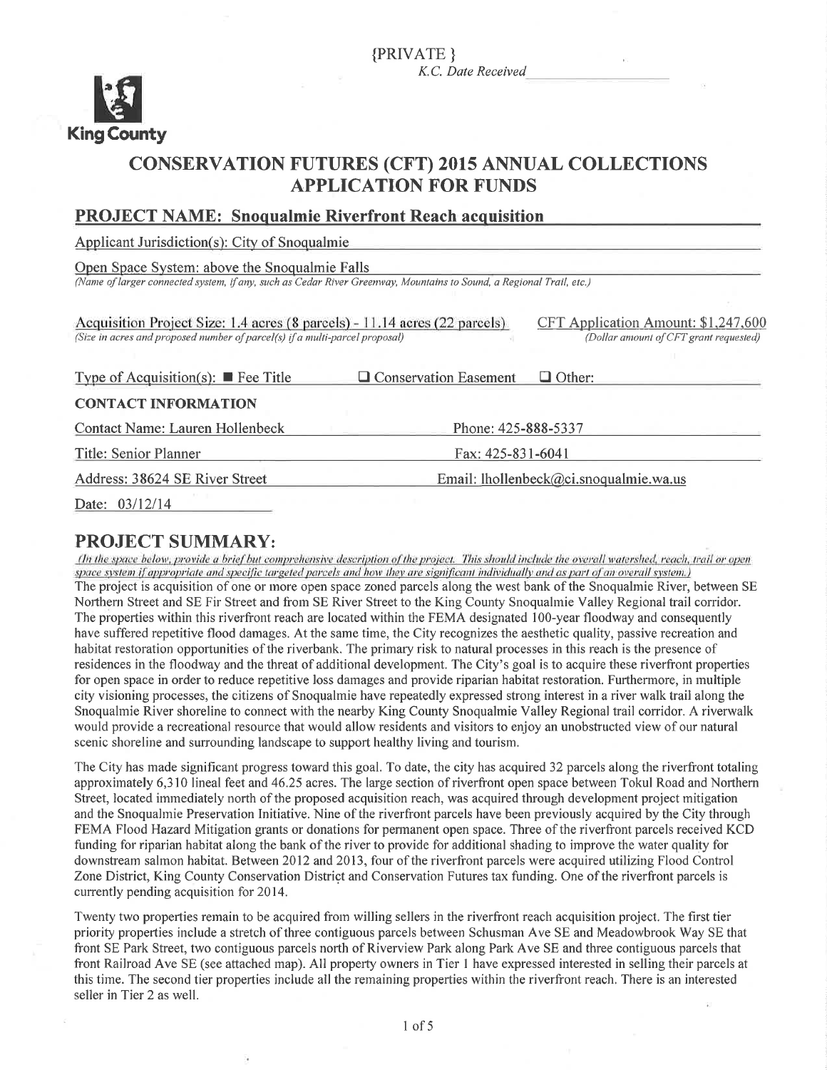{PRIVATE}

*K.C. Date Received* ____________

King County

# CONSERVATION FUTURES (CFT) 2015 ANNUAL COLLECTIONS APPLICATION FOR FUNDS

## PROJECT NAME: Snoqualmie Riverfront Reach acquisition

Applicant Jurisdiction(s): City of Snoqualmie

Open Space System: above the Snoqualmie Falls
*(Name of larger connected system, if any, such as Cedar River Greenway, Mountains to Sound, a Regional Trail, etc.)*

Acquisition Project Size: 1.4 acres (8 parcels) - 11.14 acres (22 parcels)
*(Size in acres and proposed number of parcel(s) if a multi-parcel proposal)*

CFT Application Amount: $1,247,600
*(Dollar amount of CFT grant requested)*

Type of Acquisition(s): ■ Fee Title ☐ Conservation Easement ☐ Other:

**CONTACT INFORMATION**

Contact Name: Lauren Hollenbeck

Phone: 425-888-5337

Title: Senior Planner

Fax: 425-831-6041

Address: 38624 SE River Street

Email: lhollenbeck@ci.snoqualmie.wa.us

Date: 03/12/14

## PROJECT SUMMARY:

*(In the space below, provide a brief but comprehensive description of the project. This should include the overall watershed, reach, trail or open space system if appropriate and specific targeted parcels and how they are significant individually and as part of an overall system.)*

The project is acquisition of one or more open space zoned parcels along the west bank of the Snoqualmie River, between SE Northern Street and SE Fir Street and from SE River Street to the King County Snoqualmie Valley Regional trail corridor. The properties within this riverfront reach are located within the FEMA designated 100-year floodway and consequently have suffered repetitive flood damages. At the same time, the City recognizes the aesthetic quality, passive recreation and habitat restoration opportunities of the riverbank. The primary risk to natural processes in this reach is the presence of residences in the floodway and the threat of additional development. The City's goal is to acquire these riverfront properties for open space in order to reduce repetitive loss damages and provide riparian habitat restoration. Furthermore, in multiple city visioning processes, the citizens of Snoqualmie have repeatedly expressed strong interest in a river walk trail along the Snoqualmie River shoreline to connect with the nearby King County Snoqualmie Valley Regional trail corridor. A riverwalk would provide a recreational resource that would allow residents and visitors to enjoy an unobstructed view of our natural scenic shoreline and surrounding landscape to support healthy living and tourism.

The City has made significant progress toward this goal. To date, the city has acquired 32 parcels along the riverfront totaling approximately 6,310 lineal feet and 46.25 acres. The large section of riverfront open space between Tokul Road and Northern Street, located immediately north of the proposed acquisition reach, was acquired through development project mitigation and the Snoqualmie Preservation Initiative. Nine of the riverfront parcels have been previously acquired by the City through FEMA Flood Hazard Mitigation grants or donations for permanent open space. Three of the riverfront parcels received KCD funding for riparian habitat along the bank of the river to provide for additional shading to improve the water quality for downstream salmon habitat. Between 2012 and 2013, four of the riverfront parcels were acquired utilizing Flood Control Zone District, King County Conservation District and Conservation Futures tax funding. One of the riverfront parcels is currently pending acquisition for 2014.

Twenty two properties remain to be acquired from willing sellers in the riverfront reach acquisition project. The first tier priority properties include a stretch of three contiguous parcels between Schusman Ave SE and Meadowbrook Way SE that front SE Park Street, two contiguous parcels north of Riverview Park along Park Ave SE and three contiguous parcels that front Railroad Ave SE (see attached map). All property owners in Tier 1 have expressed interested in selling their parcels at this time. The second tier properties include all the remaining properties within the riverfront reach. There is an interested seller in Tier 2 as well.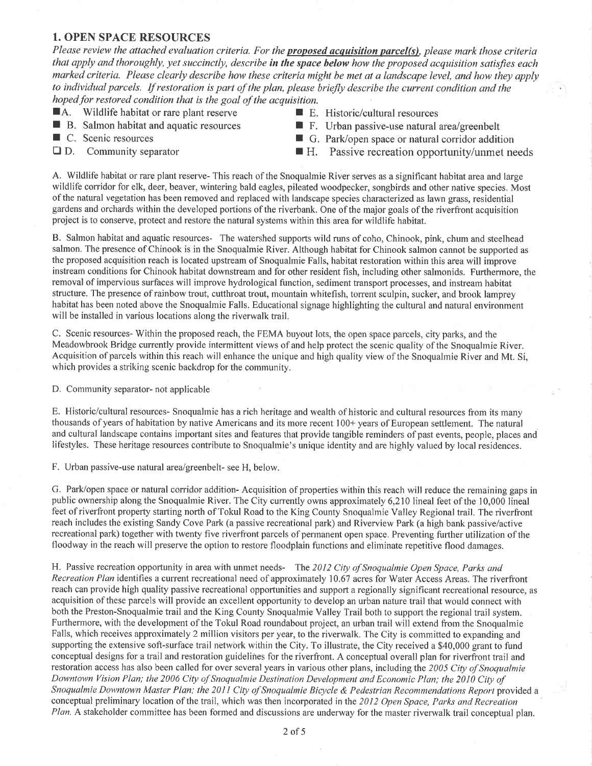## 1. OPEN SPACE RESOURCES

*Please review the attached evaluation criteria. For the* ***proposed acquisition parcel(s)****, please mark those criteria that apply and thoroughly, yet succinctly, describe* ***in the space below*** *how the proposed acquisition satisfies each marked criteria. Please clearly describe how these criteria might be met at a landscape level, and how they apply to individual parcels. If restoration is part of the plan, please briefly describe the current condition and the hoped for restored condition that is the goal of the acquisition.*

- ■ A. Wildlife habitat or rare plant reserve
- ■ B. Salmon habitat and aquatic resources
- ■ C. Scenic resources
- ☐ D. Community separator
- ■ E. Historic/cultural resources
- ■ F. Urban passive-use natural area/greenbelt
- ■ G. Park/open space or natural corridor addition
- ■ H. Passive recreation opportunity/unmet needs

A. Wildlife habitat or rare plant reserve- This reach of the Snoqualmie River serves as a significant habitat area and large wildlife corridor for elk, deer, beaver, wintering bald eagles, pileated woodpecker, songbirds and other native species. Most of the natural vegetation has been removed and replaced with landscape species characterized as lawn grass, residential gardens and orchards within the developed portions of the riverbank. One of the major goals of the riverfront acquisition project is to conserve, protect and restore the natural systems within this area for wildlife habitat.

B. Salmon habitat and aquatic resources- The watershed supports wild runs of coho, Chinook, pink, chum and steelhead salmon. The presence of Chinook is in the Snoqualmie River. Although habitat for Chinook salmon cannot be supported as the proposed acquisition reach is located upstream of Snoqualmie Falls, habitat restoration within this area will improve instream conditions for Chinook habitat downstream and for other resident fish, including other salmonids. Furthermore, the removal of impervious surfaces will improve hydrological function, sediment transport processes, and instream habitat structure. The presence of rainbow trout, cutthroat trout, mountain whitefish, torrent sculpin, sucker, and brook lamprey habitat has been noted above the Snoqualmie Falls. Educational signage highlighting the cultural and natural environment will be installed in various locations along the riverwalk trail.

C. Scenic resources- Within the proposed reach, the FEMA buyout lots, the open space parcels, city parks, and the Meadowbrook Bridge currently provide intermittent views of and help protect the scenic quality of the Snoqualmie River. Acquisition of parcels within this reach will enhance the unique and high quality view of the Snoqualmie River and Mt. Si, which provides a striking scenic backdrop for the community.

D. Community separator- not applicable

E. Historic/cultural resources- Snoqualmie has a rich heritage and wealth of historic and cultural resources from its many thousands of years of habitation by native Americans and its more recent 100+ years of European settlement. The natural and cultural landscape contains important sites and features that provide tangible reminders of past events, people, places and lifestyles. These heritage resources contribute to Snoqualmie's unique identity and are highly valued by local residences.

F. Urban passive-use natural area/greenbelt- see H, below.

G. Park/open space or natural corridor addition- Acquisition of properties within this reach will reduce the remaining gaps in public ownership along the Snoqualmie River. The City currently owns approximately 6,210 lineal feet of the 10,000 lineal feet of riverfront property starting north of Tokul Road to the King County Snoqualmie Valley Regional trail. The riverfront reach includes the existing Sandy Cove Park (a passive recreational park) and Riverview Park (a high bank passive/active recreational park) together with twenty five riverfront parcels of permanent open space. Preventing further utilization of the floodway in the reach will preserve the option to restore floodplain functions and eliminate repetitive flood damages.

H. Passive recreation opportunity in area with unmet needs- The *2012 City of Snoqualmie Open Space, Parks and Recreation Plan* identifies a current recreational need of approximately 10.67 acres for Water Access Areas. The riverfront reach can provide high quality passive recreational opportunities and support a regionally significant recreational resource, as acquisition of these parcels will provide an excellent opportunity to develop an urban nature trail that would connect with both the Preston-Snoqualmie trail and the King County Snoqualmie Valley Trail both to support the regional trail system. Furthermore, with the development of the Tokul Road roundabout project, an urban trail will extend from the Snoqualmie Falls, which receives approximately 2 million visitors per year, to the riverwalk. The City is committed to expanding and supporting the extensive soft-surface trail network within the City. To illustrate, the City received a $40,000 grant to fund conceptual designs for a trail and restoration guidelines for the riverfront. A conceptual overall plan for riverfront trail and restoration access has also been called for over several years in various other plans, including the *2005 City of Snoqualmie Downtown Vision Plan; the 2006 City of Snoqualmie Destination Development and Economic Plan; the 2010 City of Snoqualmie Downtown Master Plan; the 2011 City of Snoqualmie Bicycle & Pedestrian Recommendations Report* provided a conceptual preliminary location of the trail, which was then incorporated in the *2012 Open Space, Parks and Recreation Plan.* A stakeholder committee has been formed and discussions are underway for the master riverwalk trail conceptual plan.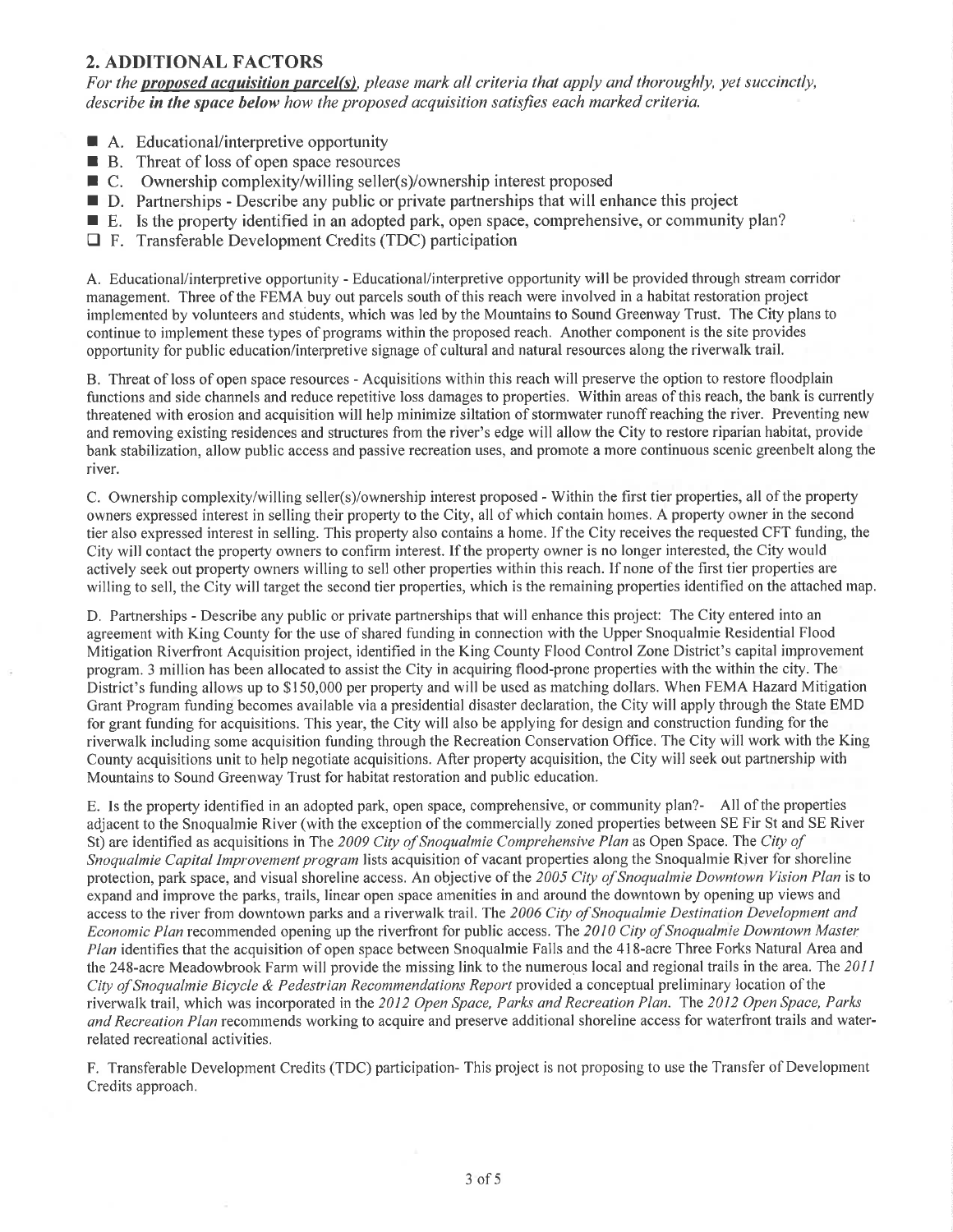## 2. ADDITIONAL FACTORS

*For the **proposed acquisition parcel(s)**, please mark all criteria that apply and thoroughly, yet succinctly, describe **in the space below** how the proposed acquisition satisfies each marked criteria.*

- ■ A. Educational/interpretive opportunity
- ■ B. Threat of loss of open space resources
- ■ C. Ownership complexity/willing seller(s)/ownership interest proposed
- ■ D. Partnerships - Describe any public or private partnerships that will enhance this project
- ■ E. Is the property identified in an adopted park, open space, comprehensive, or community plan?
- ☐ F. Transferable Development Credits (TDC) participation

A. Educational/interpretive opportunity - Educational/interpretive opportunity will be provided through stream corridor management. Three of the FEMA buy out parcels south of this reach were involved in a habitat restoration project implemented by volunteers and students, which was led by the Mountains to Sound Greenway Trust. The City plans to continue to implement these types of programs within the proposed reach. Another component is the site provides opportunity for public education/interpretive signage of cultural and natural resources along the riverwalk trail.

B. Threat of loss of open space resources - Acquisitions within this reach will preserve the option to restore floodplain functions and side channels and reduce repetitive loss damages to properties. Within areas of this reach, the bank is currently threatened with erosion and acquisition will help minimize siltation of stormwater runoff reaching the river. Preventing new and removing existing residences and structures from the river's edge will allow the City to restore riparian habitat, provide bank stabilization, allow public access and passive recreation uses, and promote a more continuous scenic greenbelt along the river.

C. Ownership complexity/willing seller(s)/ownership interest proposed - Within the first tier properties, all of the property owners expressed interest in selling their property to the City, all of which contain homes. A property owner in the second tier also expressed interest in selling. This property also contains a home. If the City receives the requested CFT funding, the City will contact the property owners to confirm interest. If the property owner is no longer interested, the City would actively seek out property owners willing to sell other properties within this reach. If none of the first tier properties are willing to sell, the City will target the second tier properties, which is the remaining properties identified on the attached map.

D. Partnerships - Describe any public or private partnerships that will enhance this project: The City entered into an agreement with King County for the use of shared funding in connection with the Upper Snoqualmie Residential Flood Mitigation Riverfront Acquisition project, identified in the King County Flood Control Zone District's capital improvement program. 3 million has been allocated to assist the City in acquiring flood-prone properties with the within the city. The District's funding allows up to $150,000 per property and will be used as matching dollars. When FEMA Hazard Mitigation Grant Program funding becomes available via a presidential disaster declaration, the City will apply through the State EMD for grant funding for acquisitions. This year, the City will also be applying for design and construction funding for the riverwalk including some acquisition funding through the Recreation Conservation Office. The City will work with the King County acquisitions unit to help negotiate acquisitions. After property acquisition, the City will seek out partnership with Mountains to Sound Greenway Trust for habitat restoration and public education.

E. Is the property identified in an adopted park, open space, comprehensive, or community plan?- All of the properties adjacent to the Snoqualmie River (with the exception of the commercially zoned properties between SE Fir St and SE River St) are identified as acquisitions in The *2009 City of Snoqualmie Comprehensive Plan* as Open Space. The *City of Snoqualmie Capital Improvement program* lists acquisition of vacant properties along the Snoqualmie River for shoreline protection, park space, and visual shoreline access. An objective of the *2005 City of Snoqualmie Downtown Vision Plan* is to expand and improve the parks, trails, linear open space amenities in and around the downtown by opening up views and access to the river from downtown parks and a riverwalk trail. The *2006 City of Snoqualmie Destination Development and Economic Plan* recommended opening up the riverfront for public access. The *2010 City of Snoqualmie Downtown Master Plan* identifies that the acquisition of open space between Snoqualmie Falls and the 418-acre Three Forks Natural Area and the 248-acre Meadowbrook Farm will provide the missing link to the numerous local and regional trails in the area. The *2011 City of Snoqualmie Bicycle & Pedestrian Recommendations Report* provided a conceptual preliminary location of the riverwalk trail, which was incorporated in the *2012 Open Space, Parks and Recreation Plan*. The *2012 Open Space, Parks and Recreation Plan* recommends working to acquire and preserve additional shoreline access for waterfront trails and water-related recreational activities.

F. Transferable Development Credits (TDC) participation- This project is not proposing to use the Transfer of Development Credits approach.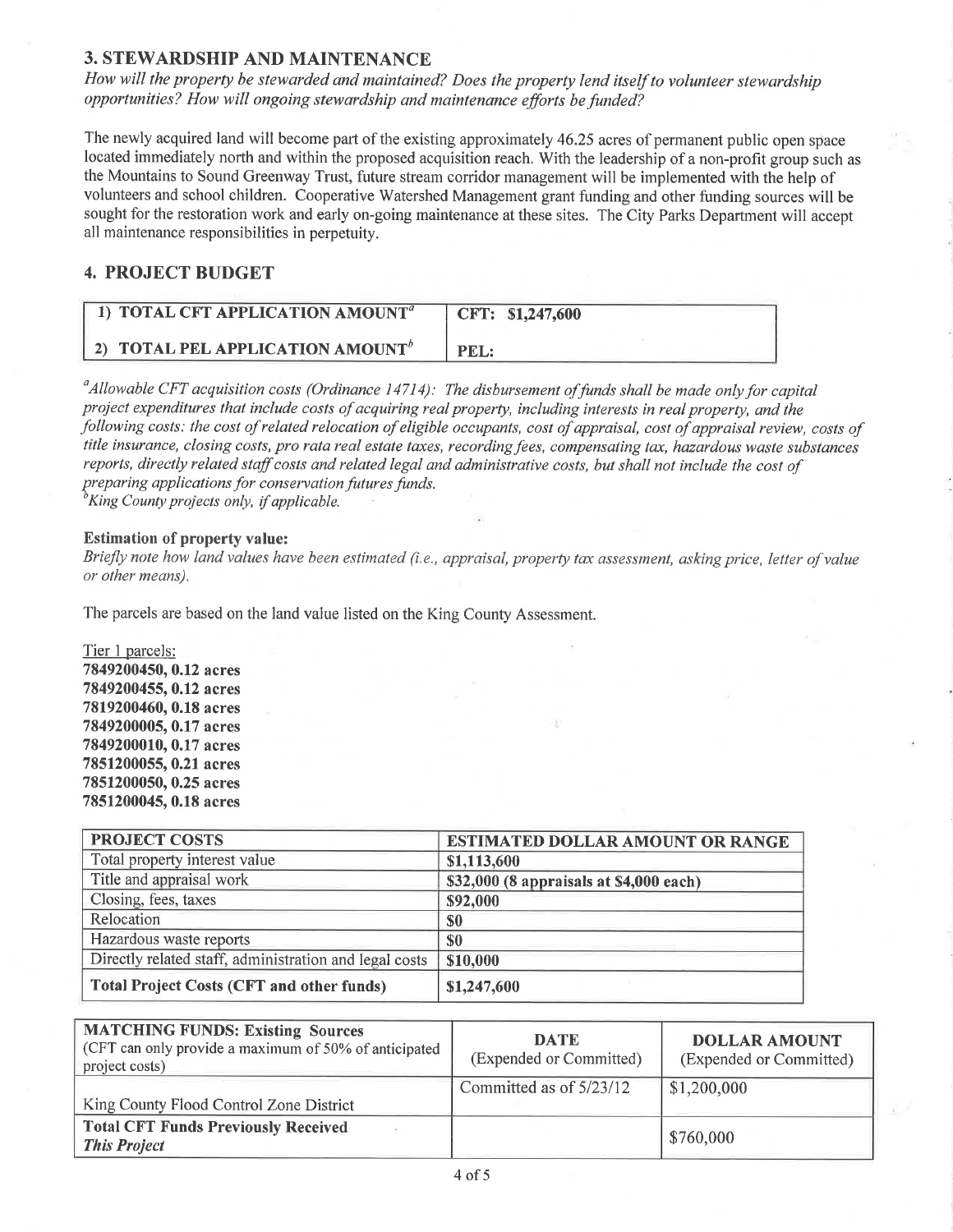## 3. STEWARDSHIP AND MAINTENANCE

*How will the property be stewarded and maintained? Does the property lend itself to volunteer stewardship opportunities? How will ongoing stewardship and maintenance efforts be funded?*

The newly acquired land will become part of the existing approximately 46.25 acres of permanent public open space located immediately north and within the proposed acquisition reach. With the leadership of a non-profit group such as the Mountains to Sound Greenway Trust, future stream corridor management will be implemented with the help of volunteers and school children. Cooperative Watershed Management grant funding and other funding sources will be sought for the restoration work and early on-going maintenance at these sites. The City Parks Department will accept all maintenance responsibilities in perpetuity.

## 4. PROJECT BUDGET

| 1) TOTAL CFT APPLICATION AMOUNT[a] | CFT: $1,247,600 |
|---|---|
| 2) TOTAL PEL APPLICATION AMOUNT[b] | PEL: |

[a]*Allowable CFT acquisition costs (Ordinance 14714): The disbursement of funds shall be made only for capital project expenditures that include costs of acquiring real property, including interests in real property, and the following costs: the cost of related relocation of eligible occupants, cost of appraisal, cost of appraisal review, costs of title insurance, closing costs, pro rata real estate taxes, recording fees, compensating tax, hazardous waste substances reports, directly related staff costs and related legal and administrative costs, but shall not include the cost of preparing applications for conservation futures funds.*
[b]*King County projects only, if applicable.*

**Estimation of property value:**
*Briefly note how land values have been estimated (i.e., appraisal, property tax assessment, asking price, letter of value or other means).*

The parcels are based on the land value listed on the King County Assessment.

Tier 1 parcels:
**7849200450, 0.12 acres**
**7849200455, 0.12 acres**
**7819200460, 0.18 acres**
**7849200005, 0.17 acres**
**7849200010, 0.17 acres**
**7851200055, 0.21 acres**
**7851200050, 0.25 acres**
**7851200045, 0.18 acres**

| PROJECT COSTS | ESTIMATED DOLLAR AMOUNT OR RANGE |
|---|---|
| Total property interest value | $1,113,600 |
| Title and appraisal work | $32,000 (8 appraisals at $4,000 each) |
| Closing, fees, taxes | $92,000 |
| Relocation | $0 |
| Hazardous waste reports | $0 |
| Directly related staff, administration and legal costs | $10,000 |
| **Total Project Costs (CFT and other funds)** | $1,247,600 |

| MATCHING FUNDS: Existing Sources (CFT can only provide a maximum of 50% of anticipated project costs) | DATE (Expended or Committed) | DOLLAR AMOUNT (Expended or Committed) |
|---|---|---|
| King County Flood Control Zone District | Committed as of 5/23/12 | $1,200,000 |
| **Total CFT Funds Previously Received *This Project*** | | $760,000 |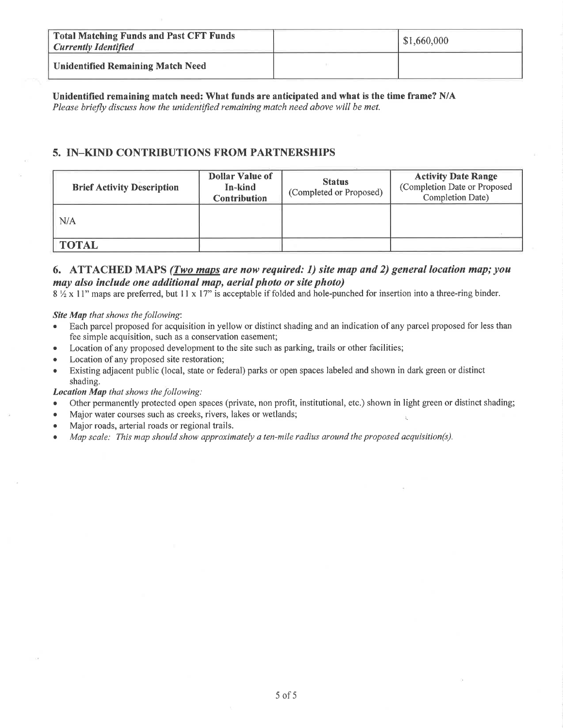| Total Matching Funds and Past CFT Funds *Currently Identified* | | $1,660,000 |
|---|---|---|
| **Unidentified Remaining Match Need** | | |

**Unidentified remaining match need: What funds are anticipated and what is the time frame? N/A**
*Please briefly discuss how the unidentified remaining match need above will be met.*

## 5. IN–KIND CONTRIBUTIONS FROM PARTNERSHIPS

| Brief Activity Description | Dollar Value of In-kind Contribution | Status (Completed or Proposed) | Activity Date Range (Completion Date or Proposed Completion Date) |
|---|---|---|---|
| N/A | | | |
| **TOTAL** | | | |

## 6. ATTACHED MAPS *(Two maps are now required: 1) site map and 2) general location map; you may also include one additional map, aerial photo or site photo)*

8 ½ x 11" maps are preferred, but 11 x 17" is acceptable if folded and hole-punched for insertion into a three-ring binder.

***Site Map** that shows the following*:

- Each parcel proposed for acquisition in yellow or distinct shading and an indication of any parcel proposed for less than fee simple acquisition, such as a conservation easement;
- Location of any proposed development to the site such as parking, trails or other facilities;
- Location of any proposed site restoration;
- Existing adjacent public (local, state or federal) parks or open spaces labeled and shown in dark green or distinct shading.

***Location Map** that shows the following:*

- Other permanently protected open spaces (private, non profit, institutional, etc.) shown in light green or distinct shading;
- Major water courses such as creeks, rivers, lakes or wetlands;
- Major roads, arterial roads or regional trails.
- *Map scale: This map should show approximately a ten-mile radius around the proposed acquisition(s).*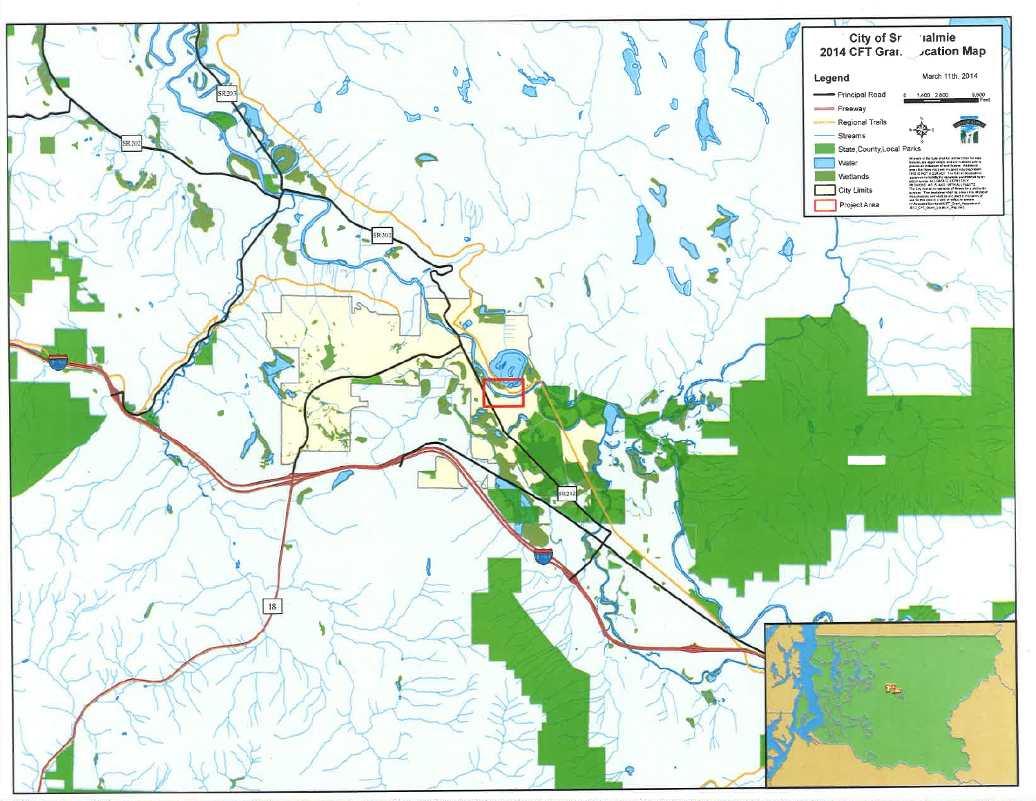# City of Sn__almie
## 2014 CFT Gra__ __cation Map

March 11th, 2014

**Legend**

- Principal Road
- Freeway
- Regional Trails
- Streams
- State,County,Local Parks
- Water
- Wetlands
- City Limits
- Project Area

0 1,400 2,800 5,600 Feet

SR202

SR203

SR202

SR202

18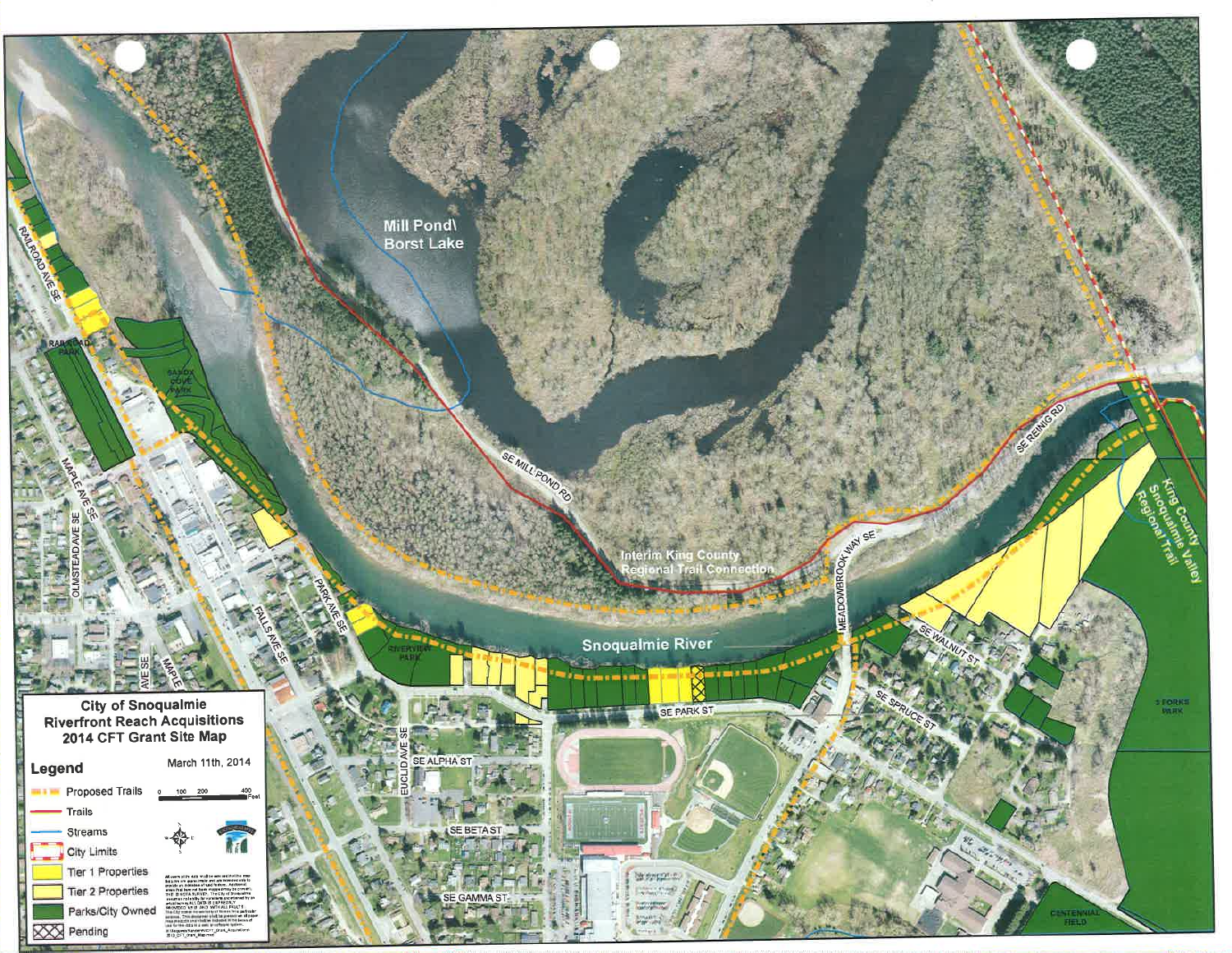**City of Snoqualmie**
**Riverfront Reach Acquisitions**
**2014 CFT Grant Site Map**

March 11th, 2014

**Legend**

- Proposed Trails
- Trails
- Streams
- City Limits
- Tier 1 Properties
- Tier 2 Properties
- Parks/City Owned
- Pending

0 100 200 400 Feet

Mill Pond\
Borst Lake

Snoqualmie River

Interim King County Regional Trail Connection

King County Snoqualmie Valley Regional Trail

SE MILL POND RD

SE REINIG RD

MEADOWBROOK WAY SE

SE WALNUT ST

SE SPRUCE ST

SE PARK ST

PARK AVE SE

FALLS AVE SE

RAILROAD AVE SE

MAPLE AVE SE

OLMSTEAD AVE SE

EUCLID AVE SE

SE ALPHA ST

SE BETA ST

SE GAMMA ST

RAILROAD PARK

SANDY COVE PARK

RIVERVIEW PARK

3 FORKS PARK

CENTENNIAL FIELD